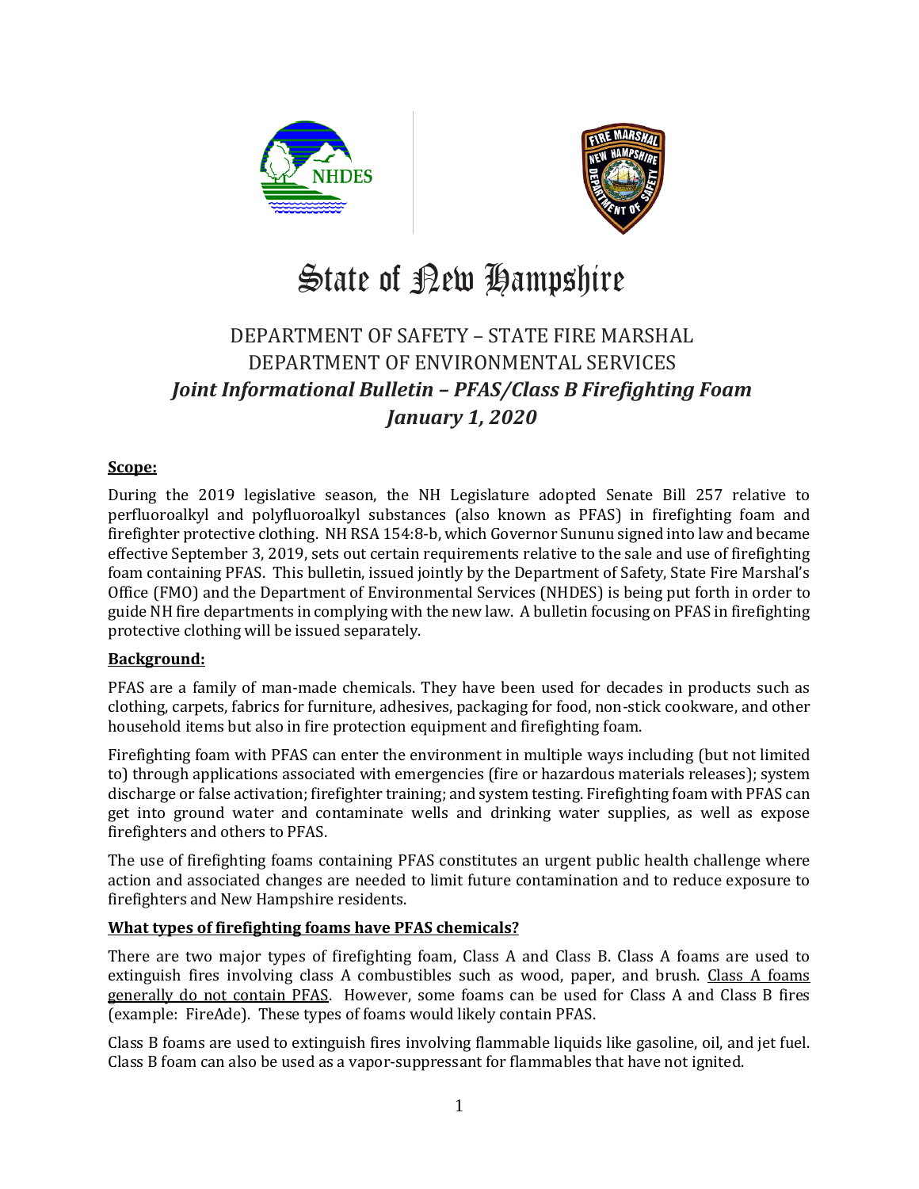# State of New Hampshire

## DEPARTMENT OF SAFETY – STATE FIRE MARSHAL
## DEPARTMENT OF ENVIRONMENTAL SERVICES
## *Joint Informational Bulletin – PFAS/Class B Firefighting Foam*
## *January 1, 2020*

**Scope:**

During the 2019 legislative season, the NH Legislature adopted Senate Bill 257 relative to perfluoroalkyl and polyfluoroalkyl substances (also known as PFAS) in firefighting foam and firefighter protective clothing. NH RSA 154:8-b, which Governor Sununu signed into law and became effective September 3, 2019, sets out certain requirements relative to the sale and use of firefighting foam containing PFAS. This bulletin, issued jointly by the Department of Safety, State Fire Marshal's Office (FMO) and the Department of Environmental Services (NHDES) is being put forth in order to guide NH fire departments in complying with the new law. A bulletin focusing on PFAS in firefighting protective clothing will be issued separately.

**Background:**

PFAS are a family of man-made chemicals. They have been used for decades in products such as clothing, carpets, fabrics for furniture, adhesives, packaging for food, non-stick cookware, and other household items but also in fire protection equipment and firefighting foam.

Firefighting foam with PFAS can enter the environment in multiple ways including (but not limited to) through applications associated with emergencies (fire or hazardous materials releases); system discharge or false activation; firefighter training; and system testing. Firefighting foam with PFAS can get into ground water and contaminate wells and drinking water supplies, as well as expose firefighters and others to PFAS.

The use of firefighting foams containing PFAS constitutes an urgent public health challenge where action and associated changes are needed to limit future contamination and to reduce exposure to firefighters and New Hampshire residents.

**What types of firefighting foams have PFAS chemicals?**

There are two major types of firefighting foam, Class A and Class B. Class A foams are used to extinguish fires involving class A combustibles such as wood, paper, and brush. Class A foams generally do not contain PFAS. However, some foams can be used for Class A and Class B fires (example: FireAde). These types of foams would likely contain PFAS.

Class B foams are used to extinguish fires involving flammable liquids like gasoline, oil, and jet fuel. Class B foam can also be used as a vapor-suppressant for flammables that have not ignited.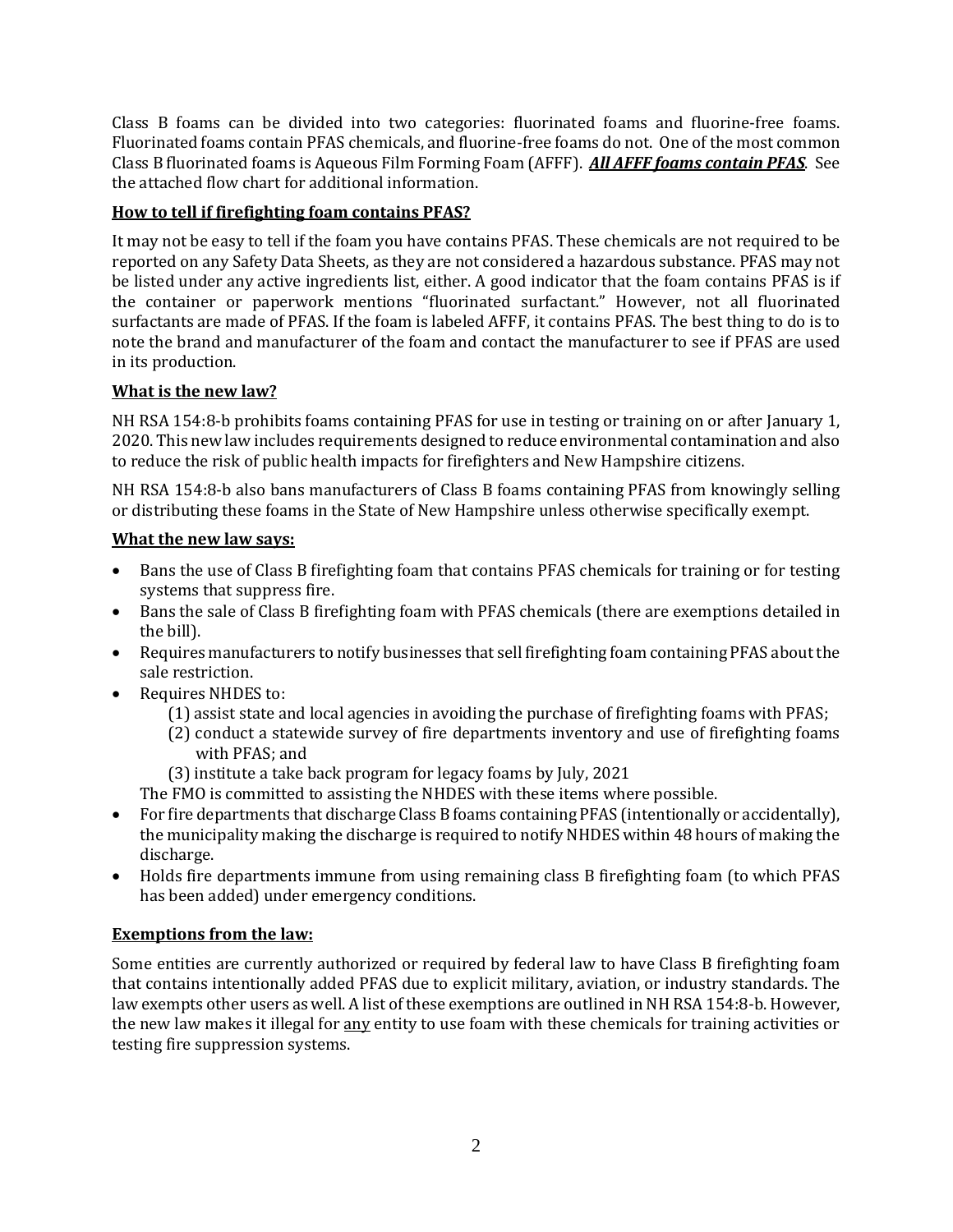Class B foams can be divided into two categories: fluorinated foams and fluorine-free foams. Fluorinated foams contain PFAS chemicals, and fluorine-free foams do not. One of the most common Class B fluorinated foams is Aqueous Film Forming Foam (AFFF). ***All AFFF foams contain PFAS***. See the attached flow chart for additional information.

## How to tell if firefighting foam contains PFAS?

It may not be easy to tell if the foam you have contains PFAS. These chemicals are not required to be reported on any Safety Data Sheets, as they are not considered a hazardous substance. PFAS may not be listed under any active ingredients list, either. A good indicator that the foam contains PFAS is if the container or paperwork mentions "fluorinated surfactant." However, not all fluorinated surfactants are made of PFAS. If the foam is labeled AFFF, it contains PFAS. The best thing to do is to note the brand and manufacturer of the foam and contact the manufacturer to see if PFAS are used in its production.

## What is the new law?

NH RSA 154:8-b prohibits foams containing PFAS for use in testing or training on or after January 1, 2020. This new law includes requirements designed to reduce environmental contamination and also to reduce the risk of public health impacts for firefighters and New Hampshire citizens.

NH RSA 154:8-b also bans manufacturers of Class B foams containing PFAS from knowingly selling or distributing these foams in the State of New Hampshire unless otherwise specifically exempt.

## What the new law says:

- Bans the use of Class B firefighting foam that contains PFAS chemicals for training or for testing systems that suppress fire.
- Bans the sale of Class B firefighting foam with PFAS chemicals (there are exemptions detailed in the bill).
- Requires manufacturers to notify businesses that sell firefighting foam containing PFAS about the sale restriction.
- Requires NHDES to:
  (1) assist state and local agencies in avoiding the purchase of firefighting foams with PFAS;
  (2) conduct a statewide survey of fire departments inventory and use of firefighting foams with PFAS; and
  (3) institute a take back program for legacy foams by July, 2021

  The FMO is committed to assisting the NHDES with these items where possible.
- For fire departments that discharge Class B foams containing PFAS (intentionally or accidentally), the municipality making the discharge is required to notify NHDES within 48 hours of making the discharge.
- Holds fire departments immune from using remaining class B firefighting foam (to which PFAS has been added) under emergency conditions.

## Exemptions from the law:

Some entities are currently authorized or required by federal law to have Class B firefighting foam that contains intentionally added PFAS due to explicit military, aviation, or industry standards. The law exempts other users as well. A list of these exemptions are outlined in NH RSA 154:8-b. However, the new law makes it illegal for <u>any</u> entity to use foam with these chemicals for training activities or testing fire suppression systems.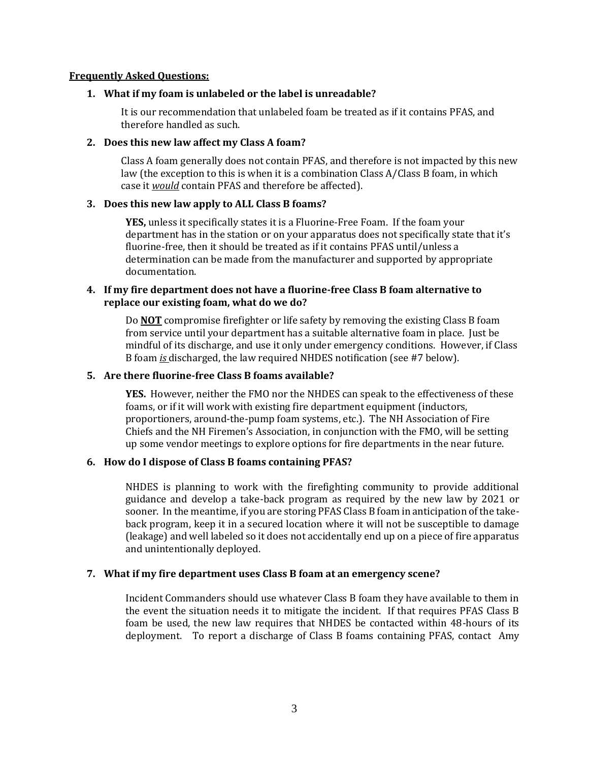**Frequently Asked Questions:**

1. **What if my foam is unlabeled or the label is unreadable?**

   It is our recommendation that unlabeled foam be treated as if it contains PFAS, and therefore handled as such.

2. **Does this new law affect my Class A foam?**

   Class A foam generally does not contain PFAS, and therefore is not impacted by this new law (the exception to this is when it is a combination Class A/Class B foam, in which case it ***would*** contain PFAS and therefore be affected).

3. **Does this new law apply to ALL Class B foams?**

   **YES,** unless it specifically states it is a Fluorine-Free Foam. If the foam your department has in the station or on your apparatus does not specifically state that it's fluorine-free, then it should be treated as if it contains PFAS until/unless a determination can be made from the manufacturer and supported by appropriate documentation.

4. **If my fire department does not have a fluorine-free Class B foam alternative to replace our existing foam, what do we do?**

   Do **NOT** compromise firefighter or life safety by removing the existing Class B foam from service until your department has a suitable alternative foam in place. Just be mindful of its discharge, and use it only under emergency conditions. However, if Class B foam ***is*** discharged, the law required NHDES notification (see #7 below).

5. **Are there fluorine-free Class B foams available?**

   **YES.** However, neither the FMO nor the NHDES can speak to the effectiveness of these foams, or if it will work with existing fire department equipment (inductors, proportioners, around-the-pump foam systems, etc.). The NH Association of Fire Chiefs and the NH Firemen's Association, in conjunction with the FMO, will be setting up some vendor meetings to explore options for fire departments in the near future.

6. **How do I dispose of Class B foams containing PFAS?**

   NHDES is planning to work with the firefighting community to provide additional guidance and develop a take-back program as required by the new law by 2021 or sooner. In the meantime, if you are storing PFAS Class B foam in anticipation of the take-back program, keep it in a secured location where it will not be susceptible to damage (leakage) and well labeled so it does not accidentally end up on a piece of fire apparatus and unintentionally deployed.

7. **What if my fire department uses Class B foam at an emergency scene?**

   Incident Commanders should use whatever Class B foam they have available to them in the event the situation needs it to mitigate the incident. If that requires PFAS Class B foam be used, the new law requires that NHDES be contacted within 48-hours of its deployment. To report a discharge of Class B foams containing PFAS, contact Amy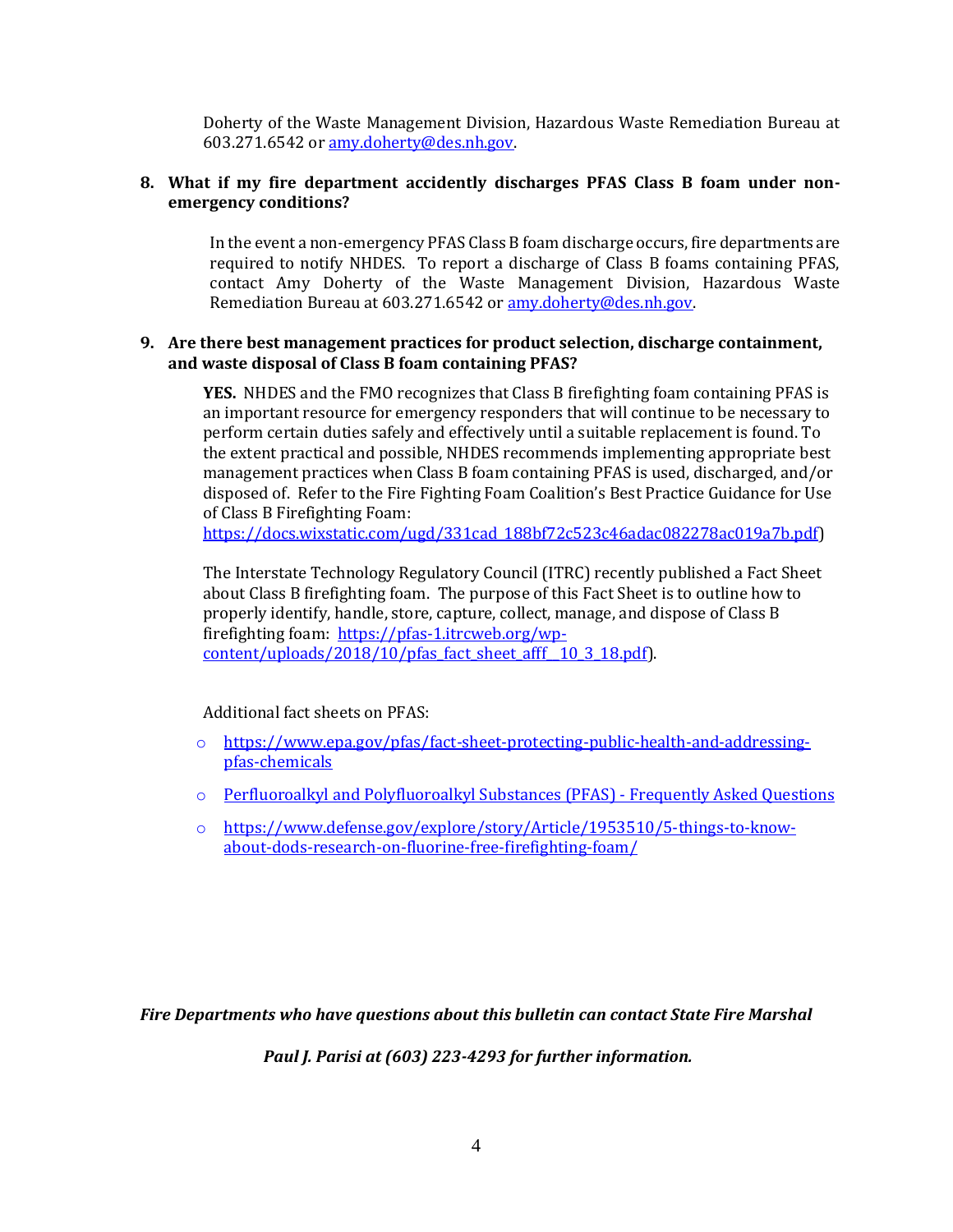Doherty of the Waste Management Division, Hazardous Waste Remediation Bureau at 603.271.6542 or [amy.doherty@des.nh.gov](mailto:amy.doherty@des.nh.gov).

**8. What if my fire department accidently discharges PFAS Class B foam under non-emergency conditions?**

In the event a non-emergency PFAS Class B foam discharge occurs, fire departments are required to notify NHDES. To report a discharge of Class B foams containing PFAS, contact Amy Doherty of the Waste Management Division, Hazardous Waste Remediation Bureau at 603.271.6542 or [amy.doherty@des.nh.gov](mailto:amy.doherty@des.nh.gov).

**9. Are there best management practices for product selection, discharge containment, and waste disposal of Class B foam containing PFAS?**

**YES.** NHDES and the FMO recognizes that Class B firefighting foam containing PFAS is an important resource for emergency responders that will continue to be necessary to perform certain duties safely and effectively until a suitable replacement is found. To the extent practical and possible, NHDES recommends implementing appropriate best management practices when Class B foam containing PFAS is used, discharged, and/or disposed of. Refer to the Fire Fighting Foam Coalition's Best Practice Guidance for Use of Class B Firefighting Foam: [https://docs.wixstatic.com/ugd/331cad_188bf72c523c46adac082278ac019a7b.pdf](https://docs.wixstatic.com/ugd/331cad_188bf72c523c46adac082278ac019a7b.pdf))

The Interstate Technology Regulatory Council (ITRC) recently published a Fact Sheet about Class B firefighting foam. The purpose of this Fact Sheet is to outline how to properly identify, handle, store, capture, collect, manage, and dispose of Class B firefighting foam: [https://pfas-1.itrcweb.org/wp-content/uploads/2018/10/pfas_fact_sheet_afff__10_3_18.pdf](https://pfas-1.itrcweb.org/wp-content/uploads/2018/10/pfas_fact_sheet_afff__10_3_18.pdf)).

Additional fact sheets on PFAS:

- [https://www.epa.gov/pfas/fact-sheet-protecting-public-health-and-addressing-pfas-chemicals](https://www.epa.gov/pfas/fact-sheet-protecting-public-health-and-addressing-pfas-chemicals)
- Perfluoroalkyl and Polyfluoroalkyl Substances (PFAS) - Frequently Asked Questions
- [https://www.defense.gov/explore/story/Article/1953510/5-things-to-know-about-dods-research-on-fluorine-free-firefighting-foam/](https://www.defense.gov/explore/story/Article/1953510/5-things-to-know-about-dods-research-on-fluorine-free-firefighting-foam/)

***Fire Departments who have questions about this bulletin can contact State Fire Marshal Paul J. Parisi at (603) 223-4293 for further information.***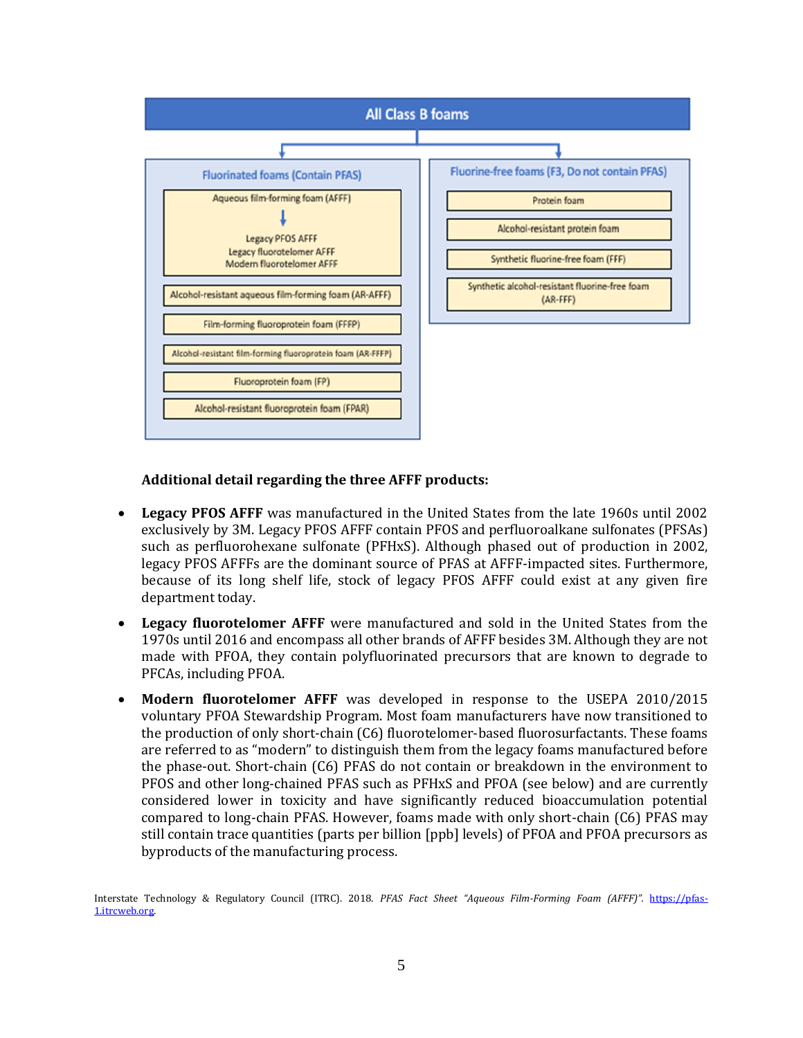**All Class B foams**

**Fluorinated foams (Contain PFAS)**

- Aqueous film-forming foam (AFFF)
  - Legacy PFOS AFFF
  - Legacy fluorotelomer AFFF
  - Modern fluorotelomer AFFF
- Alcohol-resistant aqueous film-forming foam (AR-AFFF)
- Film-forming fluoroprotein foam (FFFP)
- Alcohol-resistant film-forming fluoroprotein foam (AR-FFFP)
- Fluoroprotein foam (FP)
- Alcohol-resistant fluoroprotein foam (FPAR)

**Fluorine-free foams (F3, Do not contain PFAS)**

- Protein foam
- Alcohol-resistant protein foam
- Synthetic fluorine-free foam (FFF)
- Synthetic alcohol-resistant fluorine-free foam (AR-FFF)

**Additional detail regarding the three AFFF products:**

- **Legacy PFOS AFFF** was manufactured in the United States from the late 1960s until 2002 exclusively by 3M. Legacy PFOS AFFF contain PFOS and perfluoroalkane sulfonates (PFSAs) such as perfluorohexane sulfonate (PFHxS). Although phased out of production in 2002, legacy PFOS AFFFs are the dominant source of PFAS at AFFF-impacted sites. Furthermore, because of its long shelf life, stock of legacy PFOS AFFF could exist at any given fire department today.
- **Legacy fluorotelomer AFFF** were manufactured and sold in the United States from the 1970s until 2016 and encompass all other brands of AFFF besides 3M. Although they are not made with PFOA, they contain polyfluorinated precursors that are known to degrade to PFCAs, including PFOA.
- **Modern fluorotelomer AFFF** was developed in response to the USEPA 2010/2015 voluntary PFOA Stewardship Program. Most foam manufacturers have now transitioned to the production of only short-chain (C6) fluorotelomer-based fluorosurfactants. These foams are referred to as "modern" to distinguish them from the legacy foams manufactured before the phase-out. Short-chain (C6) PFAS do not contain or breakdown in the environment to PFOS and other long-chained PFAS such as PFHxS and PFOA (see below) and are currently considered lower in toxicity and have significantly reduced bioaccumulation potential compared to long-chain PFAS. However, foams made with only short-chain (C6) PFAS may still contain trace quantities (parts per billion [ppb] levels) of PFOA and PFOA precursors as byproducts of the manufacturing process.

Interstate Technology & Regulatory Council (ITRC). 2018. *PFAS Fact Sheet "Aqueous Film-Forming Foam (AFFF)"*. https://pfas-1.itrcweb.org.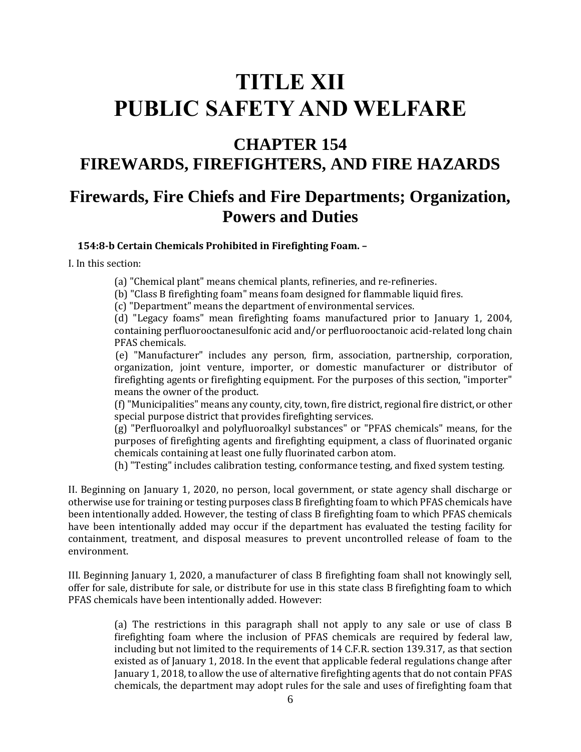# TITLE XII
# PUBLIC SAFETY AND WELFARE

## CHAPTER 154
## FIREWARDS, FIREFIGHTERS, AND FIRE HAZARDS

## Firewards, Fire Chiefs and Fire Departments; Organization, Powers and Duties

**154:8-b Certain Chemicals Prohibited in Firefighting Foam. –**

I. In this section:

(a) "Chemical plant" means chemical plants, refineries, and re-refineries.

(b) "Class B firefighting foam" means foam designed for flammable liquid fires.

(c) "Department" means the department of environmental services.

(d) "Legacy foams" mean firefighting foams manufactured prior to January 1, 2004, containing perfluorooctanesulfonic acid and/or perfluorooctanoic acid-related long chain PFAS chemicals.

(e) "Manufacturer" includes any person, firm, association, partnership, corporation, organization, joint venture, importer, or domestic manufacturer or distributor of firefighting agents or firefighting equipment. For the purposes of this section, "importer" means the owner of the product.

(f) "Municipalities" means any county, city, town, fire district, regional fire district, or other special purpose district that provides firefighting services.

(g) "Perfluoroalkyl and polyfluoroalkyl substances" or "PFAS chemicals" means, for the purposes of firefighting agents and firefighting equipment, a class of fluorinated organic chemicals containing at least one fully fluorinated carbon atom.

(h) "Testing" includes calibration testing, conformance testing, and fixed system testing.

II. Beginning on January 1, 2020, no person, local government, or state agency shall discharge or otherwise use for training or testing purposes class B firefighting foam to which PFAS chemicals have been intentionally added. However, the testing of class B firefighting foam to which PFAS chemicals have been intentionally added may occur if the department has evaluated the testing facility for containment, treatment, and disposal measures to prevent uncontrolled release of foam to the environment.

III. Beginning January 1, 2020, a manufacturer of class B firefighting foam shall not knowingly sell, offer for sale, distribute for sale, or distribute for use in this state class B firefighting foam to which PFAS chemicals have been intentionally added. However:

(a) The restrictions in this paragraph shall not apply to any sale or use of class B firefighting foam where the inclusion of PFAS chemicals are required by federal law, including but not limited to the requirements of 14 C.F.R. section 139.317, as that section existed as of January 1, 2018. In the event that applicable federal regulations change after January 1, 2018, to allow the use of alternative firefighting agents that do not contain PFAS chemicals, the department may adopt rules for the sale and uses of firefighting foam that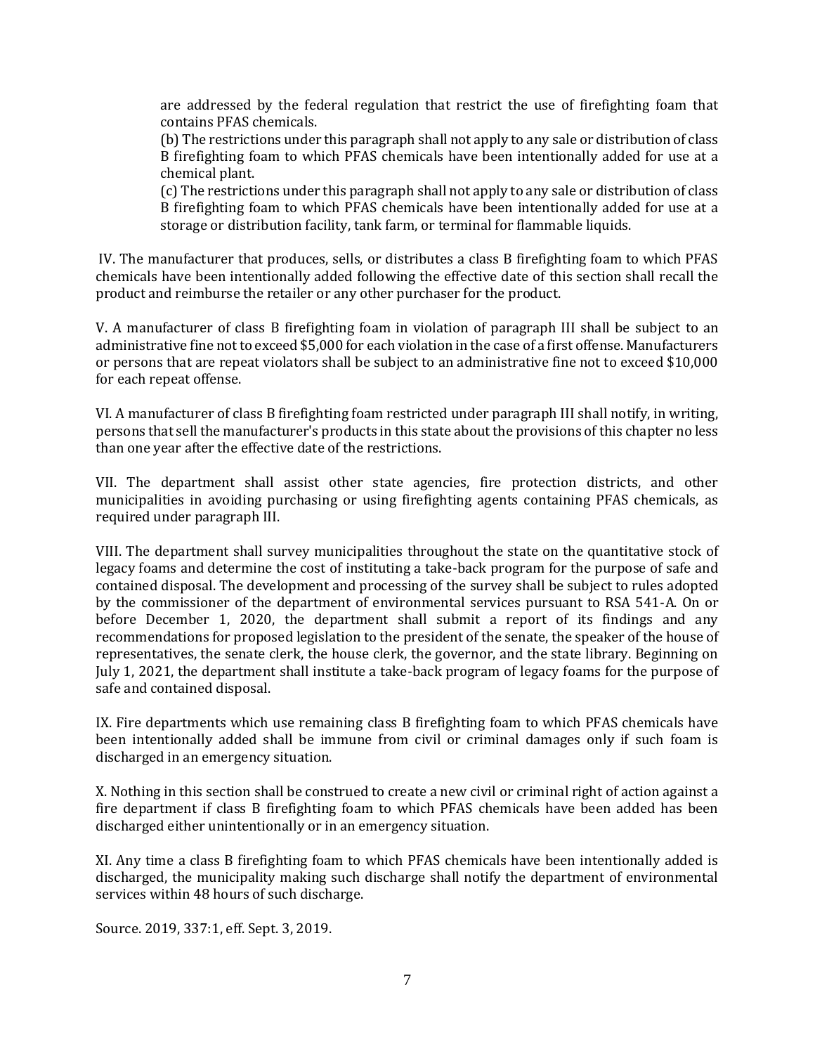are addressed by the federal regulation that restrict the use of firefighting foam that contains PFAS chemicals.

(b) The restrictions under this paragraph shall not apply to any sale or distribution of class B firefighting foam to which PFAS chemicals have been intentionally added for use at a chemical plant.

(c) The restrictions under this paragraph shall not apply to any sale or distribution of class B firefighting foam to which PFAS chemicals have been intentionally added for use at a storage or distribution facility, tank farm, or terminal for flammable liquids.

IV. The manufacturer that produces, sells, or distributes a class B firefighting foam to which PFAS chemicals have been intentionally added following the effective date of this section shall recall the product and reimburse the retailer or any other purchaser for the product.

V. A manufacturer of class B firefighting foam in violation of paragraph III shall be subject to an administrative fine not to exceed $5,000 for each violation in the case of a first offense. Manufacturers or persons that are repeat violators shall be subject to an administrative fine not to exceed $10,000 for each repeat offense.

VI. A manufacturer of class B firefighting foam restricted under paragraph III shall notify, in writing, persons that sell the manufacturer's products in this state about the provisions of this chapter no less than one year after the effective date of the restrictions.

VII. The department shall assist other state agencies, fire protection districts, and other municipalities in avoiding purchasing or using firefighting agents containing PFAS chemicals, as required under paragraph III.

VIII. The department shall survey municipalities throughout the state on the quantitative stock of legacy foams and determine the cost of instituting a take-back program for the purpose of safe and contained disposal. The development and processing of the survey shall be subject to rules adopted by the commissioner of the department of environmental services pursuant to RSA 541-A. On or before December 1, 2020, the department shall submit a report of its findings and any recommendations for proposed legislation to the president of the senate, the speaker of the house of representatives, the senate clerk, the house clerk, the governor, and the state library. Beginning on July 1, 2021, the department shall institute a take-back program of legacy foams for the purpose of safe and contained disposal.

IX. Fire departments which use remaining class B firefighting foam to which PFAS chemicals have been intentionally added shall be immune from civil or criminal damages only if such foam is discharged in an emergency situation.

X. Nothing in this section shall be construed to create a new civil or criminal right of action against a fire department if class B firefighting foam to which PFAS chemicals have been added has been discharged either unintentionally or in an emergency situation.

XI. Any time a class B firefighting foam to which PFAS chemicals have been intentionally added is discharged, the municipality making such discharge shall notify the department of environmental services within 48 hours of such discharge.

Source. 2019, 337:1, eff. Sept. 3, 2019.